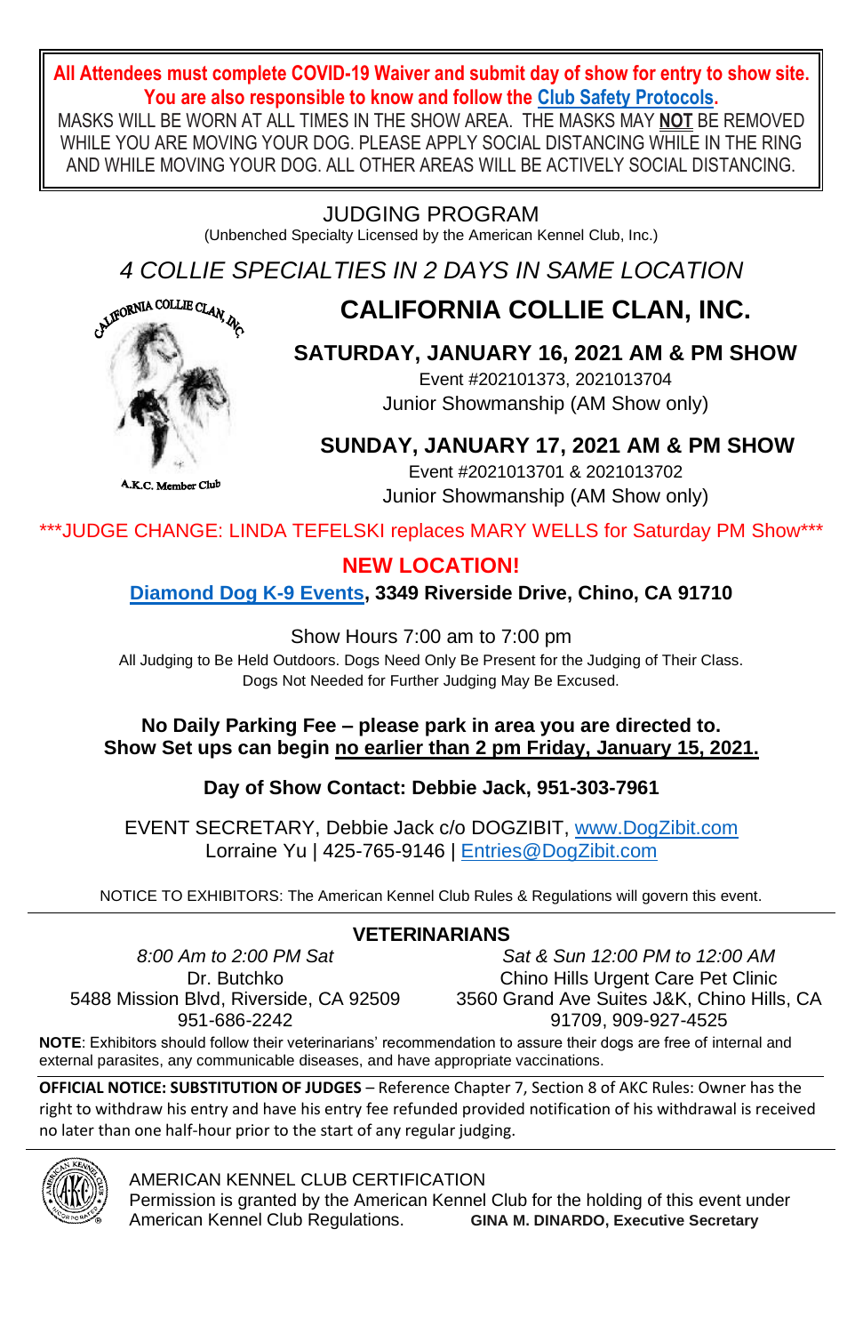**All Attendees must complete COVID-19 Waiver and submit day of show for entry to show site.**
**You are also responsible to know and follow the Club Safety Protocols.**

MASKS WILL BE WORN AT ALL TIMES IN THE SHOW AREA. THE MASKS MAY **NOT** BE REMOVED WHILE YOU ARE MOVING YOUR DOG. PLEASE APPLY SOCIAL DISTANCING WHILE IN THE RING AND WHILE MOVING YOUR DOG. ALL OTHER AREAS WILL BE ACTIVELY SOCIAL DISTANCING.

JUDGING PROGRAM
(Unbenched Specialty Licensed by the American Kennel Club, Inc.)

*4 COLLIE SPECIALTIES IN 2 DAYS IN SAME LOCATION*

CALIFORNIA COLLIE CLAN, INC.

A.K.C. Member Club

# CALIFORNIA COLLIE CLAN, INC.

## SATURDAY, JANUARY 16, 2021 AM & PM SHOW

Event #202101373, 2021013704
Junior Showmanship (AM Show only)

## SUNDAY, JANUARY 17, 2021 AM & PM SHOW

Event #2021013701 & 2021013702
Junior Showmanship (AM Show only)

***JUDGE CHANGE: LINDA TEFELSKI replaces MARY WELLS for Saturday PM Show***

**NEW LOCATION!**

**Diamond Dog K-9 Events, 3349 Riverside Drive, Chino, CA 91710**

Show Hours 7:00 am to 7:00 pm
All Judging to Be Held Outdoors. Dogs Need Only Be Present for the Judging of Their Class.
Dogs Not Needed for Further Judging May Be Excused.

**No Daily Parking Fee – please park in area you are directed to.**
**Show Set ups can begin no earlier than 2 pm Friday, January 15, 2021.**

**Day of Show Contact: Debbie Jack, 951-303-7961**

EVENT SECRETARY, Debbie Jack c/o DOGZIBIT, www.DogZibit.com
Lorraine Yu | 425-765-9146 | Entries@DogZibit.com

NOTICE TO EXHIBITORS: The American Kennel Club Rules & Regulations will govern this event.

**VETERINARIANS**

*8:00 Am to 2:00 PM Sat*
Dr. Butchko
5488 Mission Blvd, Riverside, CA 92509
951-686-2242

*Sat & Sun 12:00 PM to 12:00 AM*
Chino Hills Urgent Care Pet Clinic
3560 Grand Ave Suites J&K, Chino Hills, CA 91709, 909-927-4525

**NOTE**: Exhibitors should follow their veterinarians' recommendation to assure their dogs are free of internal and external parasites, any communicable diseases, and have appropriate vaccinations.

**OFFICIAL NOTICE: SUBSTITUTION OF JUDGES** – Reference Chapter 7, Section 8 of AKC Rules: Owner has the right to withdraw his entry and have his entry fee refunded provided notification of his withdrawal is received no later than one half-hour prior to the start of any regular judging.

AMERICAN KENNEL CLUB CERTIFICATION
Permission is granted by the American Kennel Club for the holding of this event under American Kennel Club Regulations. **GINA M. DINARDO, Executive Secretary**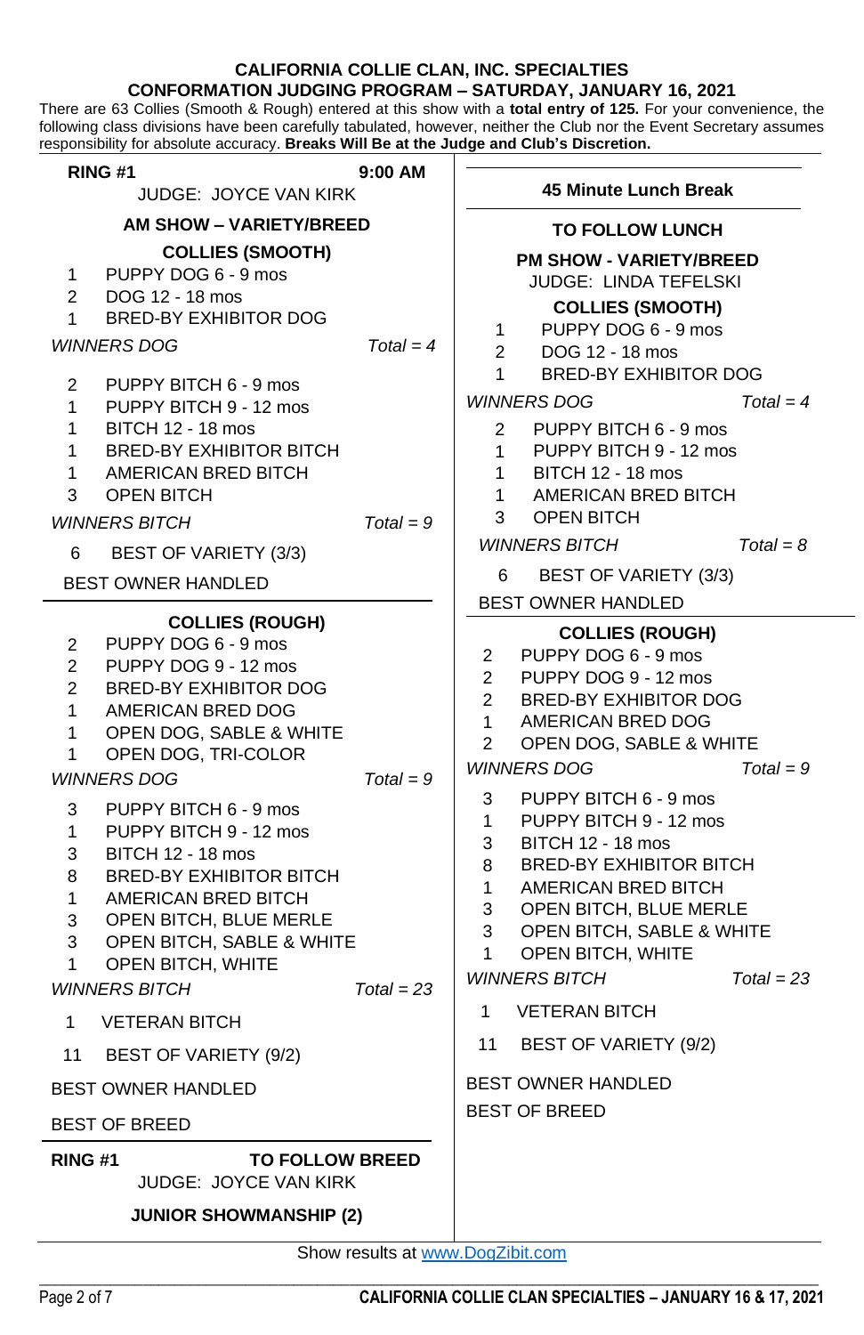# CALIFORNIA COLLIE CLAN, INC. SPECIALTIES
## CONFORMATION JUDGING PROGRAM – SATURDAY, JANUARY 16, 2021

There are 63 Collies (Smooth & Rough) entered at this show with a **total entry of 125.** For your convenience, the following class divisions have been carefully tabulated, however, neither the Club nor the Event Secretary assumes responsibility for absolute accuracy. **Breaks Will Be at the Judge and Club's Discretion.**

**RING #1** **9:00 AM**

JUDGE: JOYCE VAN KIRK

### AM SHOW – VARIETY/BREED

### COLLIES (SMOOTH)

1 PUPPY DOG 6 - 9 mos
2 DOG 12 - 18 mos
1 BRED-BY EXHIBITOR DOG

*WINNERS DOG* *Total = 4*

2 PUPPY BITCH 6 - 9 mos
1 PUPPY BITCH 9 - 12 mos
1 BITCH 12 - 18 mos
1 BRED-BY EXHIBITOR BITCH
1 AMERICAN BRED BITCH
3 OPEN BITCH

*WINNERS BITCH* *Total = 9*

6 BEST OF VARIETY (3/3)

BEST OWNER HANDLED

### COLLIES (ROUGH)

2 PUPPY DOG 6 - 9 mos
2 PUPPY DOG 9 - 12 mos
2 BRED-BY EXHIBITOR DOG
1 AMERICAN BRED DOG
1 OPEN DOG, SABLE & WHITE
1 OPEN DOG, TRI-COLOR

*WINNERS DOG* *Total = 9*

3 PUPPY BITCH 6 - 9 mos
1 PUPPY BITCH 9 - 12 mos
3 BITCH 12 - 18 mos
8 BRED-BY EXHIBITOR BITCH
1 AMERICAN BRED BITCH
3 OPEN BITCH, BLUE MERLE
3 OPEN BITCH, SABLE & WHITE
1 OPEN BITCH, WHITE

*WINNERS BITCH* *Total = 23*

1 VETERAN BITCH

11 BEST OF VARIETY (9/2)

BEST OWNER HANDLED

BEST OF BREED

**RING #1** **TO FOLLOW BREED**

JUDGE: JOYCE VAN KIRK

**JUNIOR SHOWMANSHIP (2)**

---

**45 Minute Lunch Break**

**TO FOLLOW LUNCH**

### PM SHOW - VARIETY/BREED

JUDGE: LINDA TEFELSKI

### COLLIES (SMOOTH)

1 PUPPY DOG 6 - 9 mos
2 DOG 12 - 18 mos
1 BRED-BY EXHIBITOR DOG

*WINNERS DOG* *Total = 4*

2 PUPPY BITCH 6 - 9 mos
1 PUPPY BITCH 9 - 12 mos
1 BITCH 12 - 18 mos
1 AMERICAN BRED BITCH
3 OPEN BITCH

*WINNERS BITCH* *Total = 8*

6 BEST OF VARIETY (3/3)

BEST OWNER HANDLED

### COLLIES (ROUGH)

2 PUPPY DOG 6 - 9 mos
2 PUPPY DOG 9 - 12 mos
2 BRED-BY EXHIBITOR DOG
1 AMERICAN BRED DOG
2 OPEN DOG, SABLE & WHITE

*WINNERS DOG* *Total = 9*

3 PUPPY BITCH 6 - 9 mos
1 PUPPY BITCH 9 - 12 mos
3 BITCH 12 - 18 mos
8 BRED-BY EXHIBITOR BITCH
1 AMERICAN BRED BITCH
3 OPEN BITCH, BLUE MERLE
3 OPEN BITCH, SABLE & WHITE
1 OPEN BITCH, WHITE

*WINNERS BITCH* *Total = 23*

1 VETERAN BITCH

11 BEST OF VARIETY (9/2)

BEST OWNER HANDLED

BEST OF BREED

---

Show results at [www.DogZibit.com](www.DogZibit.com)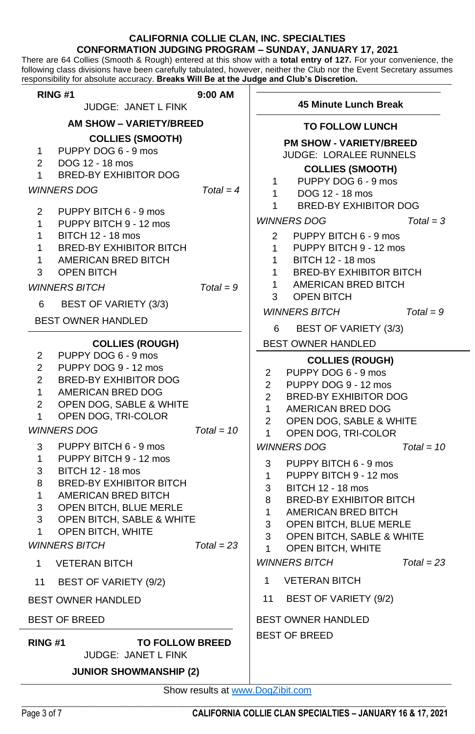**CALIFORNIA COLLIE CLAN, INC. SPECIALTIES**
**CONFORMATION JUDGING PROGRAM – SUNDAY, JANUARY 17, 2021**

There are 64 Collies (Smooth & Rough) entered at this show with a **total entry of 127.** For your convenience, the following class divisions have been carefully tabulated, however, neither the Club nor the Event Secretary assumes responsibility for absolute accuracy. **Breaks Will Be at the Judge and Club's Discretion.**

**RING #1** **9:00 AM**

JUDGE: JANET L FINK

**AM SHOW – VARIETY/BREED**

**COLLIES (SMOOTH)**

1 PUPPY DOG 6 - 9 mos
2 DOG 12 - 18 mos
1 BRED-BY EXHIBITOR DOG
*WINNERS DOG* *Total = 4*

2 PUPPY BITCH 6 - 9 mos
1 PUPPY BITCH 9 - 12 mos
1 BITCH 12 - 18 mos
1 BRED-BY EXHIBITOR BITCH
1 AMERICAN BRED BITCH
3 OPEN BITCH
*WINNERS BITCH* *Total = 9*

6 BEST OF VARIETY (3/3)

BEST OWNER HANDLED

**COLLIES (ROUGH)**

2 PUPPY DOG 6 - 9 mos
2 PUPPY DOG 9 - 12 mos
2 BRED-BY EXHIBITOR DOG
1 AMERICAN BRED DOG
2 OPEN DOG, SABLE & WHITE
1 OPEN DOG, TRI-COLOR
*WINNERS DOG* *Total = 10*

3 PUPPY BITCH 6 - 9 mos
1 PUPPY BITCH 9 - 12 mos
3 BITCH 12 - 18 mos
8 BRED-BY EXHIBITOR BITCH
1 AMERICAN BRED BITCH
3 OPEN BITCH, BLUE MERLE
3 OPEN BITCH, SABLE & WHITE
1 OPEN BITCH, WHITE
*WINNERS BITCH* *Total = 23*

1 VETERAN BITCH

11 BEST OF VARIETY (9/2)

BEST OWNER HANDLED

BEST OF BREED

**RING #1** **TO FOLLOW BREED**

JUDGE: JANET L FINK

**JUNIOR SHOWMANSHIP (2)**

---

**45 Minute Lunch Break**

**TO FOLLOW LUNCH**

**PM SHOW - VARIETY/BREED**

JUDGE: LORALEE RUNNELS

**COLLIES (SMOOTH)**

1 PUPPY DOG 6 - 9 mos
1 DOG 12 - 18 mos
1 BRED-BY EXHIBITOR DOG
*WINNERS DOG* *Total = 3*

2 PUPPY BITCH 6 - 9 mos
1 PUPPY BITCH 9 - 12 mos
1 BITCH 12 - 18 mos
1 BRED-BY EXHIBITOR BITCH
1 AMERICAN BRED BITCH
3 OPEN BITCH
*WINNERS BITCH* *Total = 9*

6 BEST OF VARIETY (3/3)

BEST OWNER HANDLED

**COLLIES (ROUGH)**

2 PUPPY DOG 6 - 9 mos
2 PUPPY DOG 9 - 12 mos
2 BRED-BY EXHIBITOR DOG
1 AMERICAN BRED DOG
2 OPEN DOG, SABLE & WHITE
1 OPEN DOG, TRI-COLOR
*WINNERS DOG* *Total = 10*

3 PUPPY BITCH 6 - 9 mos
1 PUPPY BITCH 9 - 12 mos
3 BITCH 12 - 18 mos
8 BRED-BY EXHIBITOR BITCH
1 AMERICAN BRED BITCH
3 OPEN BITCH, BLUE MERLE
3 OPEN BITCH, SABLE & WHITE
1 OPEN BITCH, WHITE
*WINNERS BITCH* *Total = 23*

1 VETERAN BITCH

11 BEST OF VARIETY (9/2)

BEST OWNER HANDLED

BEST OF BREED

---

Show results at www.DogZibit.com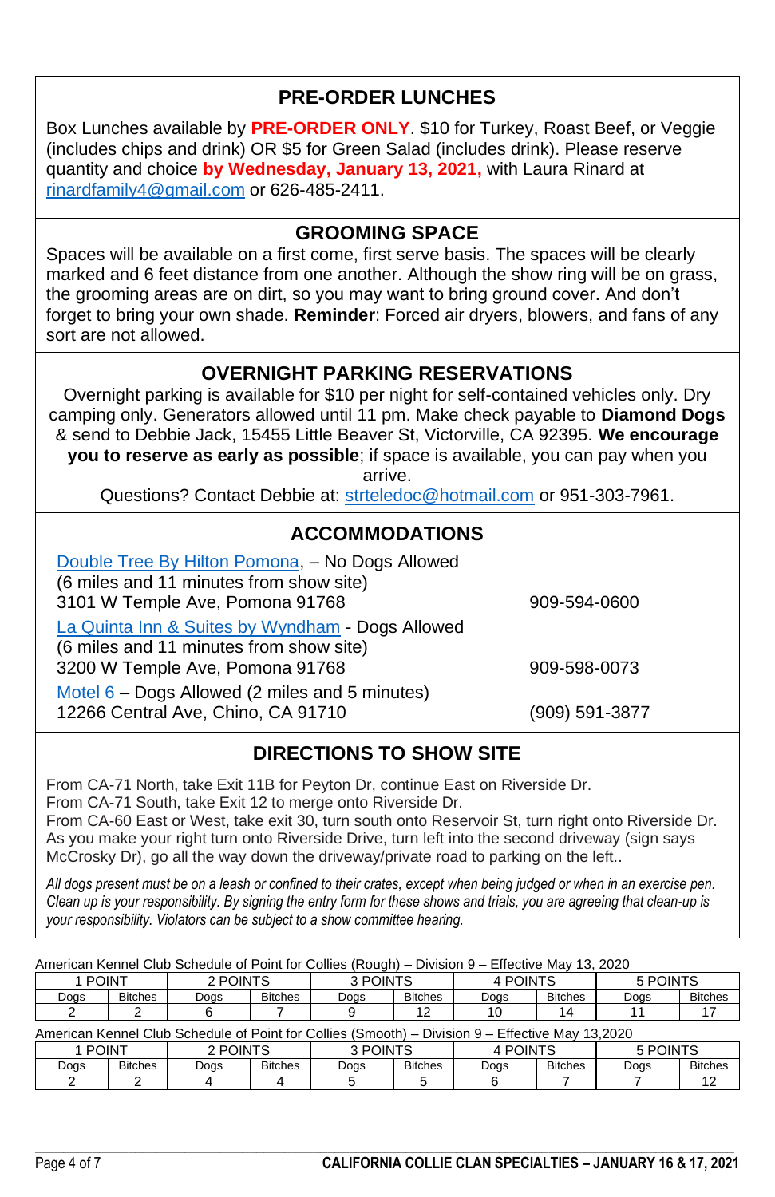## PRE-ORDER LUNCHES

Box Lunches available by **PRE-ORDER ONLY**. $10 for Turkey, Roast Beef, or Veggie (includes chips and drink) OR $5 for Green Salad (includes drink). Please reserve quantity and choice **by Wednesday, January 13, 2021,** with Laura Rinard at rinardfamily4@gmail.com or 626-485-2411.

## GROOMING SPACE

Spaces will be available on a first come, first serve basis. The spaces will be clearly marked and 6 feet distance from one another. Although the show ring will be on grass, the grooming areas are on dirt, so you may want to bring ground cover. And don't forget to bring your own shade. **Reminder**: Forced air dryers, blowers, and fans of any sort are not allowed.

## OVERNIGHT PARKING RESERVATIONS

Overnight parking is available for $10 per night for self-contained vehicles only. Dry camping only. Generators allowed until 11 pm. Make check payable to **Diamond Dogs** & send to Debbie Jack, 15455 Little Beaver St, Victorville, CA 92395. **We encourage you to reserve as early as possible**; if space is available, you can pay when you arrive.

Questions? Contact Debbie at: strteledoc@hotmail.com or 951-303-7961.

## ACCOMMODATIONS

Double Tree By Hilton Pomona, – No Dogs Allowed
(6 miles and 11 minutes from show site)
3101 W Temple Ave, Pomona 91768 — 909-594-0600

La Quinta Inn & Suites by Wyndham - Dogs Allowed
(6 miles and 11 minutes from show site)
3200 W Temple Ave, Pomona 91768 — 909-598-0073

Motel 6 – Dogs Allowed (2 miles and 5 minutes)
12266 Central Ave, Chino, CA 91710 — (909) 591-3877

## DIRECTIONS TO SHOW SITE

From CA-71 North, take Exit 11B for Peyton Dr, continue East on Riverside Dr.
From CA-71 South, take Exit 12 to merge onto Riverside Dr.
From CA-60 East or West, take exit 30, turn south onto Reservoir St, turn right onto Riverside Dr. As you make your right turn onto Riverside Drive, turn left into the second driveway (sign says McCrosky Dr), go all the way down the driveway/private road to parking on the left..

*All dogs present must be on a leash or confined to their crates, except when being judged or when in an exercise pen. Clean up is your responsibility. By signing the entry form for these shows and trials, you are agreeing that clean-up is your responsibility. Violators can be subject to a show committee hearing.*

American Kennel Club Schedule of Point for Collies (Rough) – Division 9 – Effective May 13, 2020

| 1 POINT | | 2 POINTS | | 3 POINTS | | 4 POINTS | | 5 POINTS | |
|---|---|---|---|---|---|---|---|---|---|
| Dogs | Bitches | Dogs | Bitches | Dogs | Bitches | Dogs | Bitches | Dogs | Bitches |
| 2 | 2 | 6 | 7 | 9 | 12 | 10 | 14 | 11 | 17 |

American Kennel Club Schedule of Point for Collies (Smooth) – Division 9 – Effective May 13,2020

| 1 POINT | | 2 POINTS | | 3 POINTS | | 4 POINTS | | 5 POINTS | |
|---|---|---|---|---|---|---|---|---|---|
| Dogs | Bitches | Dogs | Bitches | Dogs | Bitches | Dogs | Bitches | Dogs | Bitches |
| 2 | 2 | 4 | 4 | 5 | 5 | 6 | 7 | 7 | 12 |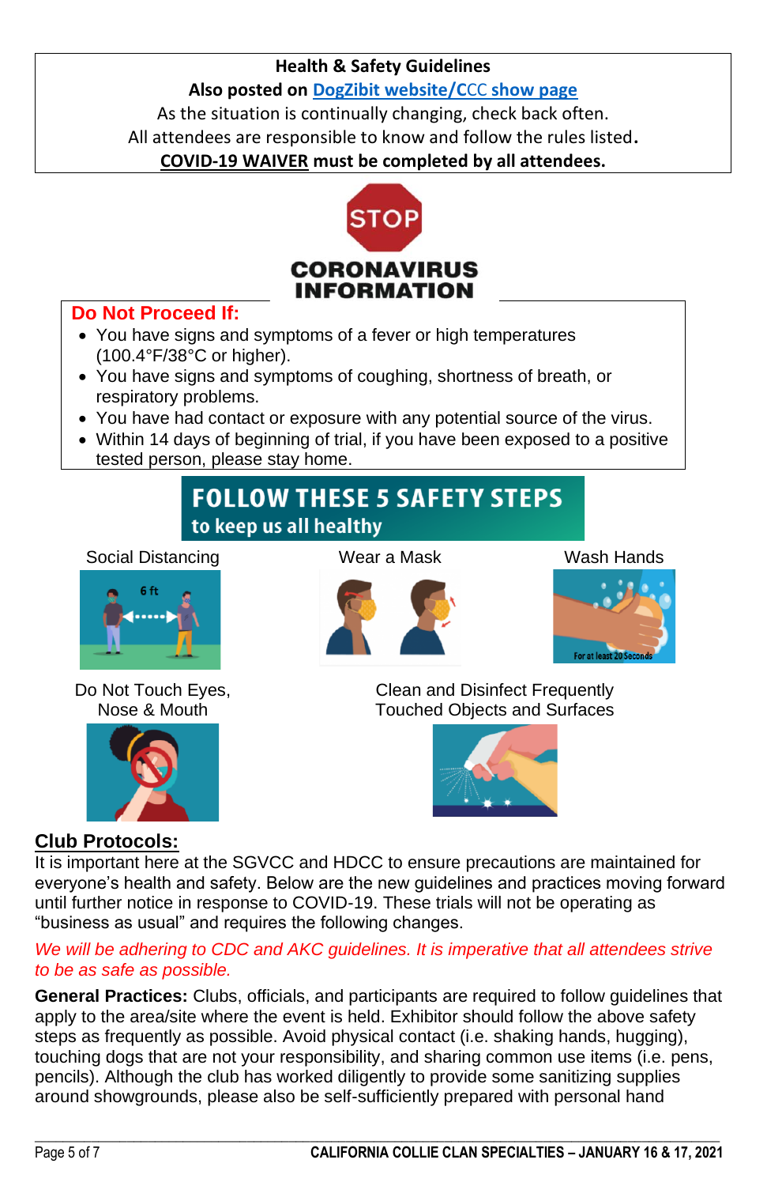**Health & Safety Guidelines**

**Also posted on DogZibit website/CCC show page**

As the situation is continually changing, check back often.

All attendees are responsible to know and follow the rules listed.

**COVID-19 WAIVER must be completed by all attendees.**

STOP

**CORONAVIRUS INFORMATION**

**Do Not Proceed If:**

- You have signs and symptoms of a fever or high temperatures (100.4°F/38°C or higher).
- You have signs and symptoms of coughing, shortness of breath, or respiratory problems.
- You have had contact or exposure with any potential source of the virus.
- Within 14 days of beginning of trial, if you have been exposed to a positive tested person, please stay home.

**FOLLOW THESE 5 SAFETY STEPS to keep us all healthy**

Social Distancing

6 ft

Wear a Mask

Wash Hands

For at least 20 Seconds

Do Not Touch Eyes, Nose & Mouth

Clean and Disinfect Frequently Touched Objects and Surfaces

## Club Protocols:

It is important here at the SGVCC and HDCC to ensure precautions are maintained for everyone's health and safety. Below are the new guidelines and practices moving forward until further notice in response to COVID-19. These trials will not be operating as "business as usual" and requires the following changes.

*We will be adhering to CDC and AKC guidelines. It is imperative that all attendees strive to be as safe as possible.*

**General Practices:** Clubs, officials, and participants are required to follow guidelines that apply to the area/site where the event is held. Exhibitor should follow the above safety steps as frequently as possible. Avoid physical contact (i.e. shaking hands, hugging), touching dogs that are not your responsibility, and sharing common use items (i.e. pens, pencils). Although the club has worked diligently to provide some sanitizing supplies around showgrounds, please also be self-sufficiently prepared with personal hand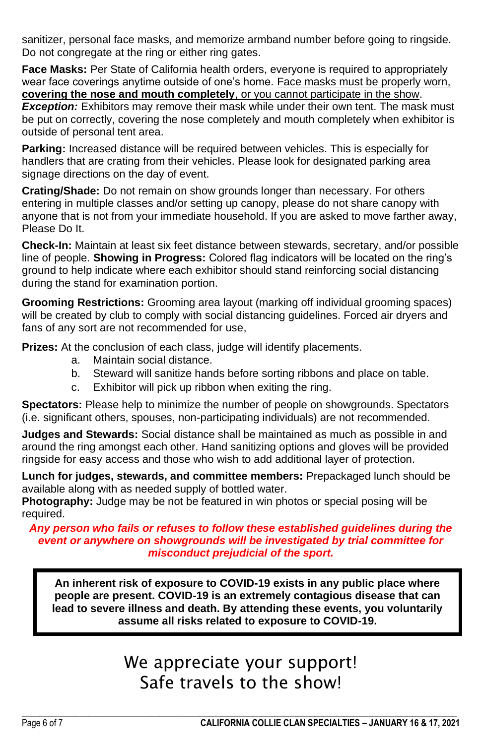sanitizer, personal face masks, and memorize armband number before going to ringside. Do not congregate at the ring or either ring gates.

**Face Masks:** Per State of California health orders, everyone is required to appropriately wear face coverings anytime outside of one's home. Face masks must be properly worn, **covering the nose and mouth completely**, or you cannot participate in the show.
***Exception:*** Exhibitors may remove their mask while under their own tent. The mask must be put on correctly, covering the nose completely and mouth completely when exhibitor is outside of personal tent area.

**Parking:** Increased distance will be required between vehicles. This is especially for handlers that are crating from their vehicles. Please look for designated parking area signage directions on the day of event.

**Crating/Shade:** Do not remain on show grounds longer than necessary. For others entering in multiple classes and/or setting up canopy, please do not share canopy with anyone that is not from your immediate household. If you are asked to move farther away, Please Do It.

**Check-In:** Maintain at least six feet distance between stewards, secretary, and/or possible line of people. **Showing in Progress:** Colored flag indicators will be located on the ring's ground to help indicate where each exhibitor should stand reinforcing social distancing during the stand for examination portion.

**Grooming Restrictions:** Grooming area layout (marking off individual grooming spaces) will be created by club to comply with social distancing guidelines. Forced air dryers and fans of any sort are not recommended for use,

**Prizes:** At the conclusion of each class, judge will identify placements.

a. Maintain social distance.
b. Steward will sanitize hands before sorting ribbons and place on table.
c. Exhibitor will pick up ribbon when exiting the ring.

**Spectators:** Please help to minimize the number of people on showgrounds. Spectators (i.e. significant others, spouses, non-participating individuals) are not recommended.

**Judges and Stewards:** Social distance shall be maintained as much as possible in and around the ring amongst each other. Hand sanitizing options and gloves will be provided ringside for easy access and those who wish to add additional layer of protection.

**Lunch for judges, stewards, and committee members:** Prepackaged lunch should be available along with as needed supply of bottled water.
**Photography:** Judge may be not be featured in win photos or special posing will be required.

***Any person who fails or refuses to follow these established guidelines during the event or anywhere on showgrounds will be investigated by trial committee for misconduct prejudicial of the sport.***

**An inherent risk of exposure to COVID-19 exists in any public place where people are present. COVID-19 is an extremely contagious disease that can lead to severe illness and death. By attending these events, you voluntarily assume all risks related to exposure to COVID-19.**

We appreciate your support!
Safe travels to the show!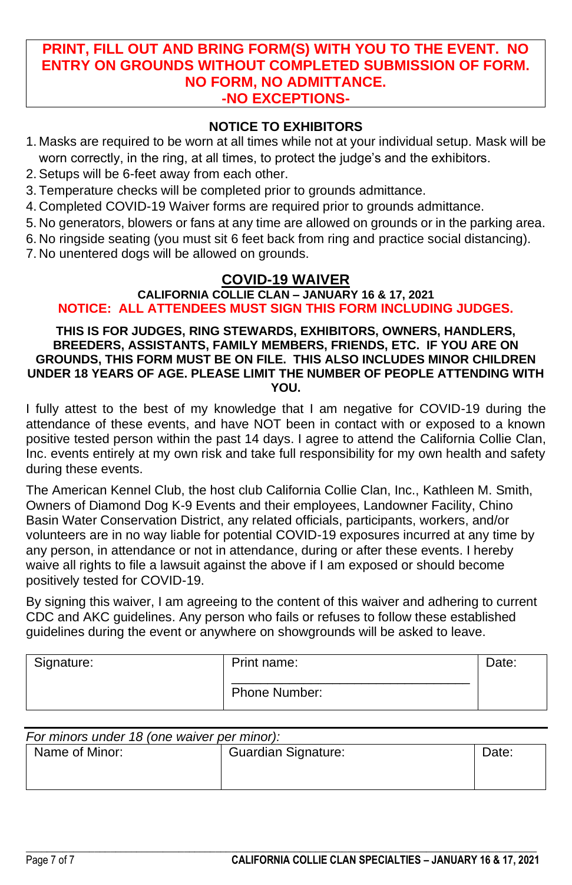**PRINT, FILL OUT AND BRING FORM(S) WITH YOU TO THE EVENT. NO ENTRY ON GROUNDS WITHOUT COMPLETED SUBMISSION OF FORM. NO FORM, NO ADMITTANCE.**
**-NO EXCEPTIONS-**

### NOTICE TO EXHIBITORS

1. Masks are required to be worn at all times while not at your individual setup. Mask will be worn correctly, in the ring, at all times, to protect the judge's and the exhibitors.
2. Setups will be 6-feet away from each other.
3. Temperature checks will be completed prior to grounds admittance.
4. Completed COVID-19 Waiver forms are required prior to grounds admittance.
5. No generators, blowers or fans at any time are allowed on grounds or in the parking area.
6. No ringside seating (you must sit 6 feet back from ring and practice social distancing).
7. No unentered dogs will be allowed on grounds.

## COVID-19 WAIVER

**CALIFORNIA COLLIE CLAN – JANUARY 16 & 17, 2021**

**NOTICE: ALL ATTENDEES MUST SIGN THIS FORM INCLUDING JUDGES.**

**THIS IS FOR JUDGES, RING STEWARDS, EXHIBITORS, OWNERS, HANDLERS, BREEDERS, ASSISTANTS, FAMILY MEMBERS, FRIENDS, ETC. IF YOU ARE ON GROUNDS, THIS FORM MUST BE ON FILE. THIS ALSO INCLUDES MINOR CHILDREN UNDER 18 YEARS OF AGE. PLEASE LIMIT THE NUMBER OF PEOPLE ATTENDING WITH YOU.**

I fully attest to the best of my knowledge that I am negative for COVID-19 during the attendance of these events, and have NOT been in contact with or exposed to a known positive tested person within the past 14 days. I agree to attend the California Collie Clan, Inc. events entirely at my own risk and take full responsibility for my own health and safety during these events.

The American Kennel Club, the host club California Collie Clan, Inc., Kathleen M. Smith, Owners of Diamond Dog K-9 Events and their employees, Landowner Facility, Chino Basin Water Conservation District, any related officials, participants, workers, and/or volunteers are in no way liable for potential COVID-19 exposures incurred at any time by any person, in attendance or not in attendance, during or after these events. I hereby waive all rights to file a lawsuit against the above if I am exposed or should become positively tested for COVID-19.

By signing this waiver, I am agreeing to the content of this waiver and adhering to current CDC and AKC guidelines. Any person who fails or refuses to follow these established guidelines during the event or anywhere on showgrounds will be asked to leave.

| Signature: | Print name: ______________________________<br>Phone Number: | Date: |
|---|---|---|

*For minors under 18 (one waiver per minor):*

| Name of Minor: | Guardian Signature: | Date: |
|---|---|---|